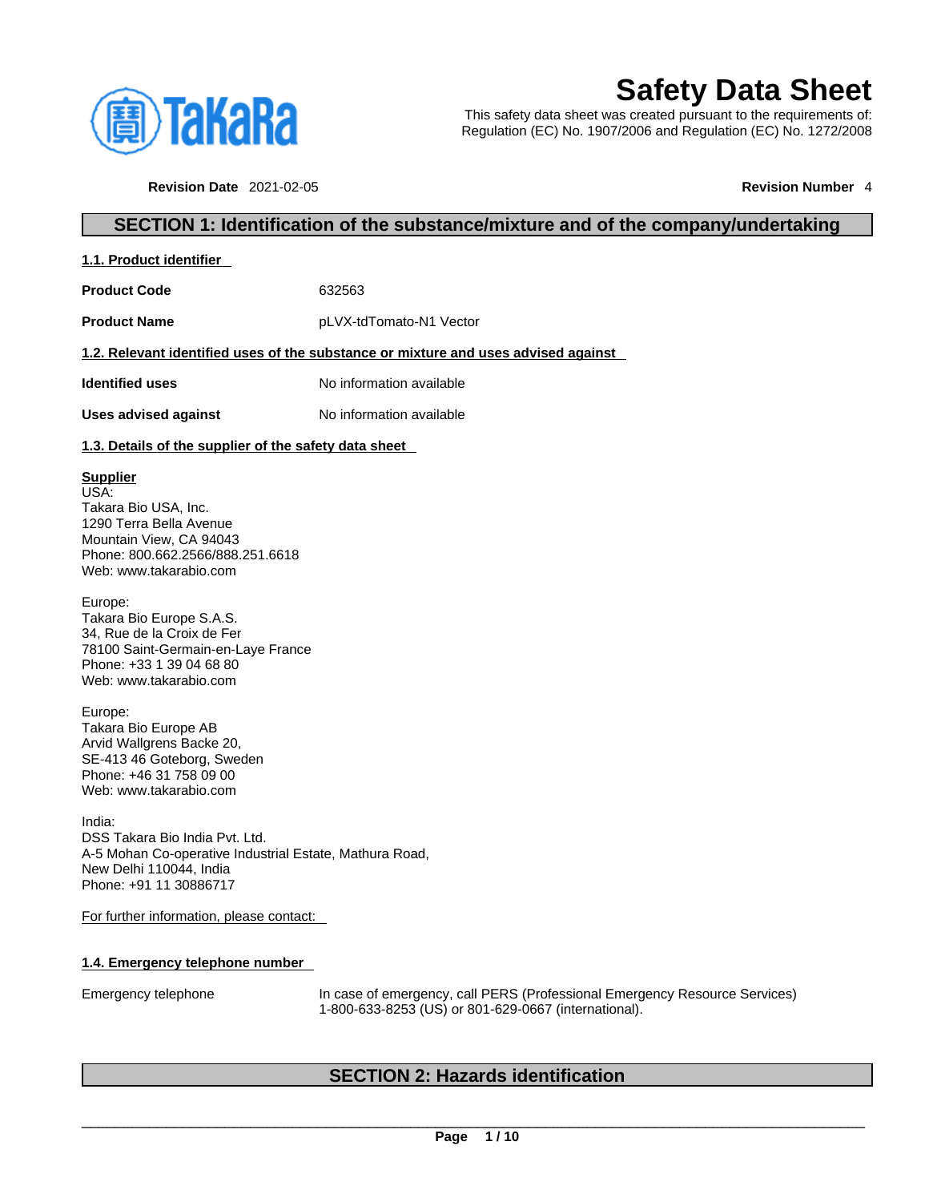# Safety Data Sheet

This safety data sheet was created pursuant to the requirements of:
Regulation (EC) No. 1907/2006 and Regulation (EC) No. 1272/2008

**Revision Date** 2021-02-05 **Revision Number** 4

## SECTION 1: Identification of the substance/mixture and of the company/undertaking

### 1.1. Product identifier

| | |
|---|---|
| **Product Code** | 632563 |
| **Product Name** | pLVX-tdTomato-N1 Vector |

### 1.2. Relevant identified uses of the substance or mixture and uses advised against

| | |
|---|---|
| **Identified uses** | No information available |
| **Uses advised against** | No information available |

### 1.3. Details of the supplier of the safety data sheet

**Supplier**
USA:
Takara Bio USA, Inc.
1290 Terra Bella Avenue
Mountain View, CA 94043
Phone: 800.662.2566/888.251.6618
Web: www.takarabio.com

Europe:
Takara Bio Europe S.A.S.
34, Rue de la Croix de Fer
78100 Saint-Germain-en-Laye France
Phone: +33 1 39 04 68 80
Web: www.takarabio.com

Europe:
Takara Bio Europe AB
Arvid Wallgrens Backe 20,
SE-413 46 Goteborg, Sweden
Phone: +46 31 758 09 00
Web: www.takarabio.com

India:
DSS Takara Bio India Pvt. Ltd.
A-5 Mohan Co-operative Industrial Estate, Mathura Road,
New Delhi 110044, India
Phone: +91 11 30886717

For further information, please contact:

### 1.4. Emergency telephone number

| | |
|---|---|
| Emergency telephone | In case of emergency, call PERS (Professional Emergency Resource Services) 1-800-633-8253 (US) or 801-629-0667 (international). |

## SECTION 2: Hazards identification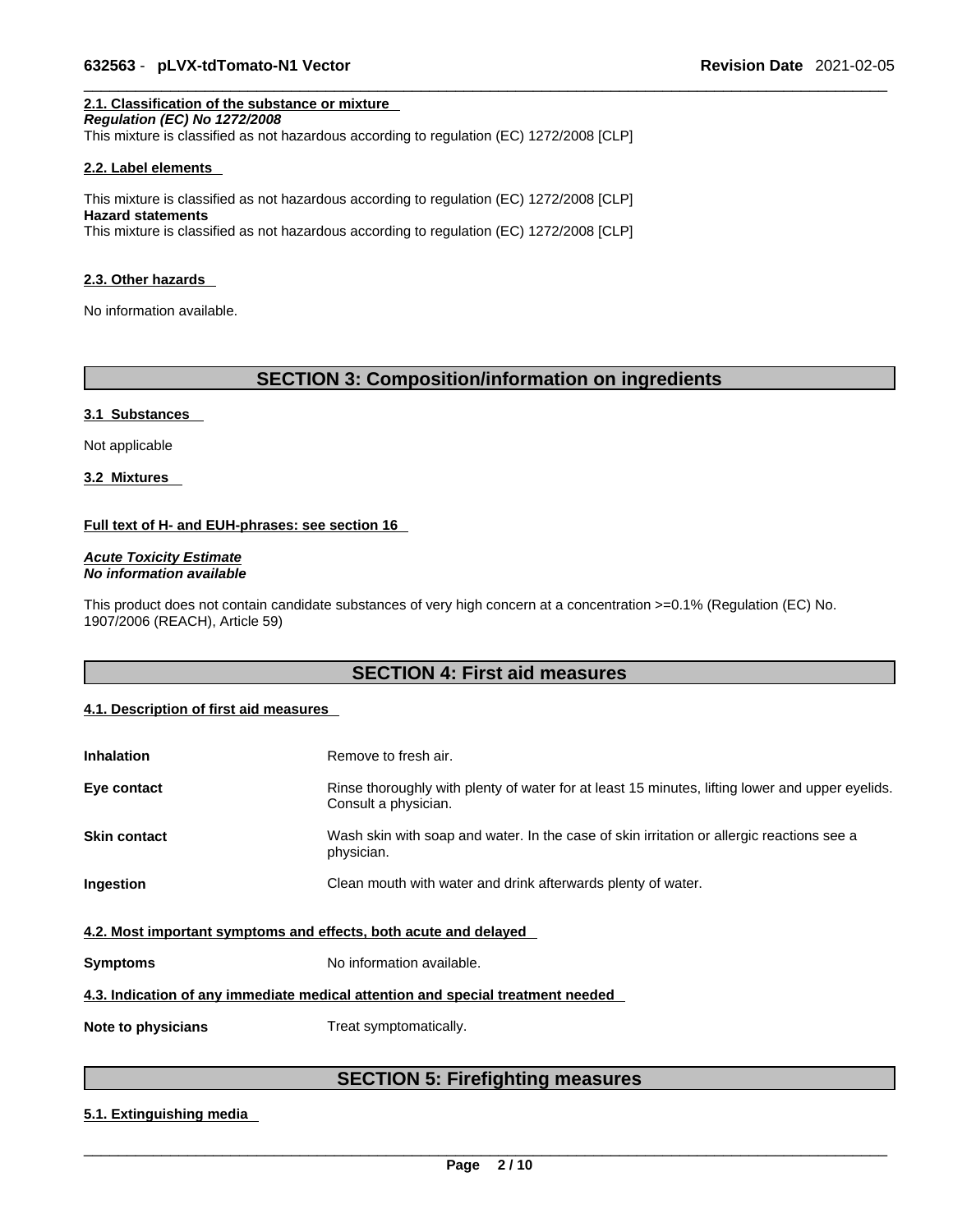#### 2.1. Classification of the substance or mixture

***Regulation (EC) No 1272/2008***

This mixture is classified as not hazardous according to regulation (EC) 1272/2008 [CLP]

#### 2.2. Label elements

This mixture is classified as not hazardous according to regulation (EC) 1272/2008 [CLP]

**Hazard statements**

This mixture is classified as not hazardous according to regulation (EC) 1272/2008 [CLP]

#### 2.3. Other hazards

No information available.

## SECTION 3: Composition/information on ingredients

#### 3.1 Substances

Not applicable

#### 3.2 Mixtures

**Full text of H- and EUH-phrases: see section 16**

***Acute Toxicity Estimate***
***No information available***

This product does not contain candidate substances of very high concern at a concentration >=0.1% (Regulation (EC) No. 1907/2006 (REACH), Article 59)

## SECTION 4: First aid measures

#### 4.1. Description of first aid measures

| | |
|---|---|
| **Inhalation** | Remove to fresh air. |
| **Eye contact** | Rinse thoroughly with plenty of water for at least 15 minutes, lifting lower and upper eyelids. Consult a physician. |
| **Skin contact** | Wash skin with soap and water. In the case of skin irritation or allergic reactions see a physician. |
| **Ingestion** | Clean mouth with water and drink afterwards plenty of water. |

#### 4.2. Most important symptoms and effects, both acute and delayed

| | |
|---|---|
| **Symptoms** | No information available. |

#### 4.3. Indication of any immediate medical attention and special treatment needed

| | |
|---|---|
| **Note to physicians** | Treat symptomatically. |

## SECTION 5: Firefighting measures

#### 5.1. Extinguishing media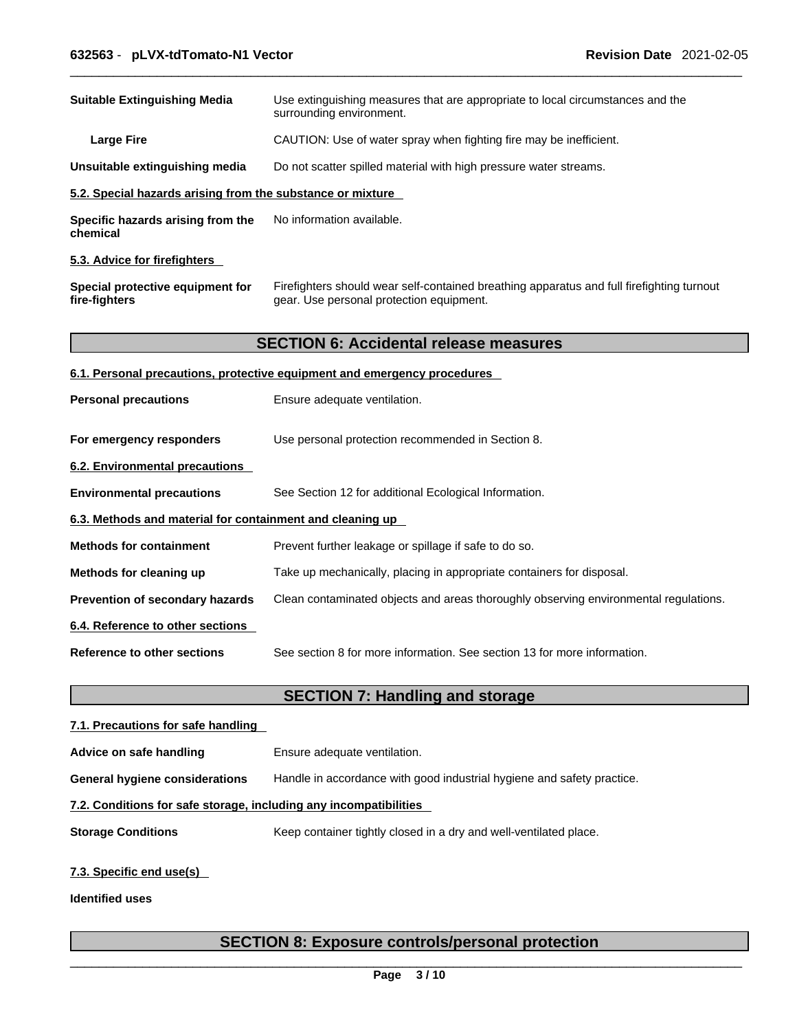| | |
|---|---|
| **Suitable Extinguishing Media** | Use extinguishing measures that are appropriate to local circumstances and the surrounding environment. |
| **Large Fire** | CAUTION: Use of water spray when fighting fire may be inefficient. |
| **Unsuitable extinguishing media** | Do not scatter spilled material with high pressure water streams. |

### 5.2. Special hazards arising from the substance or mixture

| | |
|---|---|
| **Specific hazards arising from the chemical** | No information available. |

### 5.3. Advice for firefighters

| | |
|---|---|
| **Special protective equipment for fire-fighters** | Firefighters should wear self-contained breathing apparatus and full firefighting turnout gear. Use personal protection equipment. |

## SECTION 6: Accidental release measures

### 6.1. Personal precautions, protective equipment and emergency procedures

| | |
|---|---|
| **Personal precautions** | Ensure adequate ventilation. |
| **For emergency responders** | Use personal protection recommended in Section 8. |

### 6.2. Environmental precautions

| | |
|---|---|
| **Environmental precautions** | See Section 12 for additional Ecological Information. |

### 6.3. Methods and material for containment and cleaning up

| | |
|---|---|
| **Methods for containment** | Prevent further leakage or spillage if safe to do so. |
| **Methods for cleaning up** | Take up mechanically, placing in appropriate containers for disposal. |
| **Prevention of secondary hazards** | Clean contaminated objects and areas thoroughly observing environmental regulations. |

### 6.4. Reference to other sections

| | |
|---|---|
| **Reference to other sections** | See section 8 for more information. See section 13 for more information. |

## SECTION 7: Handling and storage

### 7.1. Precautions for safe handling

| | |
|---|---|
| **Advice on safe handling** | Ensure adequate ventilation. |
| **General hygiene considerations** | Handle in accordance with good industrial hygiene and safety practice. |

### 7.2. Conditions for safe storage, including any incompatibilities

| | |
|---|---|
| **Storage Conditions** | Keep container tightly closed in a dry and well-ventilated place. |

### 7.3. Specific end use(s)

**Identified uses**

## SECTION 8: Exposure controls/personal protection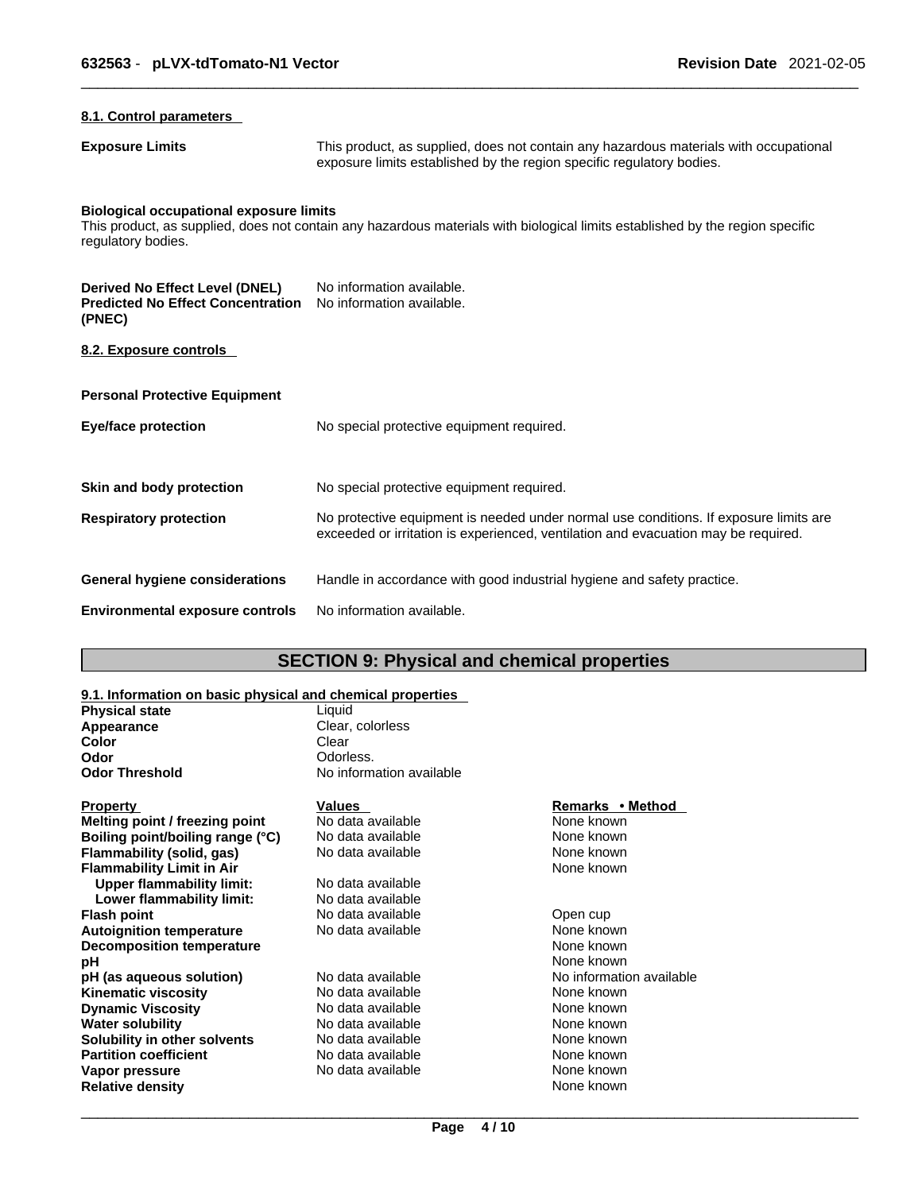#### 8.1. Control parameters

**Exposure Limits** This product, as supplied, does not contain any hazardous materials with occupational exposure limits established by the region specific regulatory bodies.

**Biological occupational exposure limits**
This product, as supplied, does not contain any hazardous materials with biological limits established by the region specific regulatory bodies.

**Derived No Effect Level (DNEL)** No information available.
**Predicted No Effect Concentration (PNEC)** No information available.

#### 8.2. Exposure controls

**Personal Protective Equipment**

**Eye/face protection** No special protective equipment required.

**Skin and body protection** No special protective equipment required.

**Respiratory protection** No protective equipment is needed under normal use conditions. If exposure limits are exceeded or irritation is experienced, ventilation and evacuation may be required.

**General hygiene considerations** Handle in accordance with good industrial hygiene and safety practice.

**Environmental exposure controls** No information available.

## SECTION 9: Physical and chemical properties

#### 9.1. Information on basic physical and chemical properties

**Physical state** Liquid
**Appearance** Clear, colorless
**Color** Clear
**Odor** Odorless.
**Odor Threshold** No information available

| Property | Values | Remarks • Method |
|---|---|---|
| **Melting point / freezing point** | No data available | None known |
| **Boiling point/boiling range (°C)** | No data available | None known |
| **Flammability (solid, gas)** | No data available | None known |
| **Flammability Limit in Air** | | None known |
| **Upper flammability limit:** | No data available | |
| **Lower flammability limit:** | No data available | |
| **Flash point** | No data available | Open cup |
| **Autoignition temperature** | No data available | None known |
| **Decomposition temperature** | | None known |
| **pH** | | None known |
| **pH (as aqueous solution)** | No data available | No information available |
| **Kinematic viscosity** | No data available | None known |
| **Dynamic Viscosity** | No data available | None known |
| **Water solubility** | No data available | None known |
| **Solubility in other solvents** | No data available | None known |
| **Partition coefficient** | No data available | None known |
| **Vapor pressure** | No data available | None known |
| **Relative density** | | None known |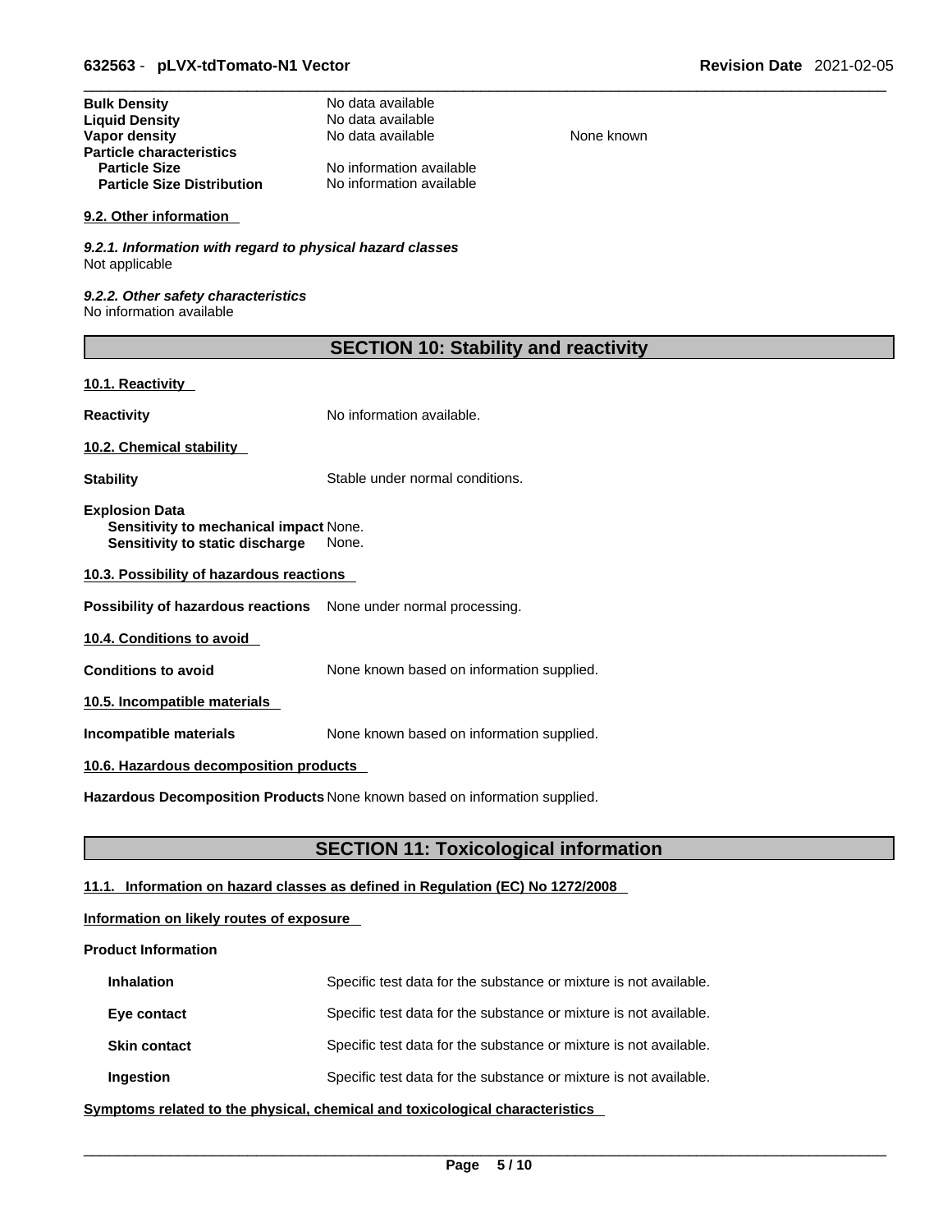| | | |
|---|---|---|
| **Bulk Density** | No data available | |
| **Liquid Density** | No data available | |
| **Vapor density** | No data available | None known |
| **Particle characteristics** | | |
| **Particle Size** | No information available | |
| **Particle Size Distribution** | No information available | |

**9.2. Other information**

***9.2.1. Information with regard to physical hazard classes***
Not applicable

***9.2.2. Other safety characteristics***
No information available

## SECTION 10: Stability and reactivity

**10.1. Reactivity**

**Reactivity** No information available.

**10.2. Chemical stability**

**Stability** Stable under normal conditions.

**Explosion Data**
**Sensitivity to mechanical impact** None.
**Sensitivity to static discharge** None.

**10.3. Possibility of hazardous reactions**

**Possibility of hazardous reactions** None under normal processing.

**10.4. Conditions to avoid**

**Conditions to avoid** None known based on information supplied.

**10.5. Incompatible materials**

**Incompatible materials** None known based on information supplied.

**10.6. Hazardous decomposition products**

**Hazardous Decomposition Products** None known based on information supplied.

## SECTION 11: Toxicological information

**11.1. Information on hazard classes as defined in Regulation (EC) No 1272/2008**

**Information on likely routes of exposure**

**Product Information**

**Inhalation** Specific test data for the substance or mixture is not available.

**Eye contact** Specific test data for the substance or mixture is not available.

**Skin contact** Specific test data for the substance or mixture is not available.

**Ingestion** Specific test data for the substance or mixture is not available.

**Symptoms related to the physical, chemical and toxicological characteristics**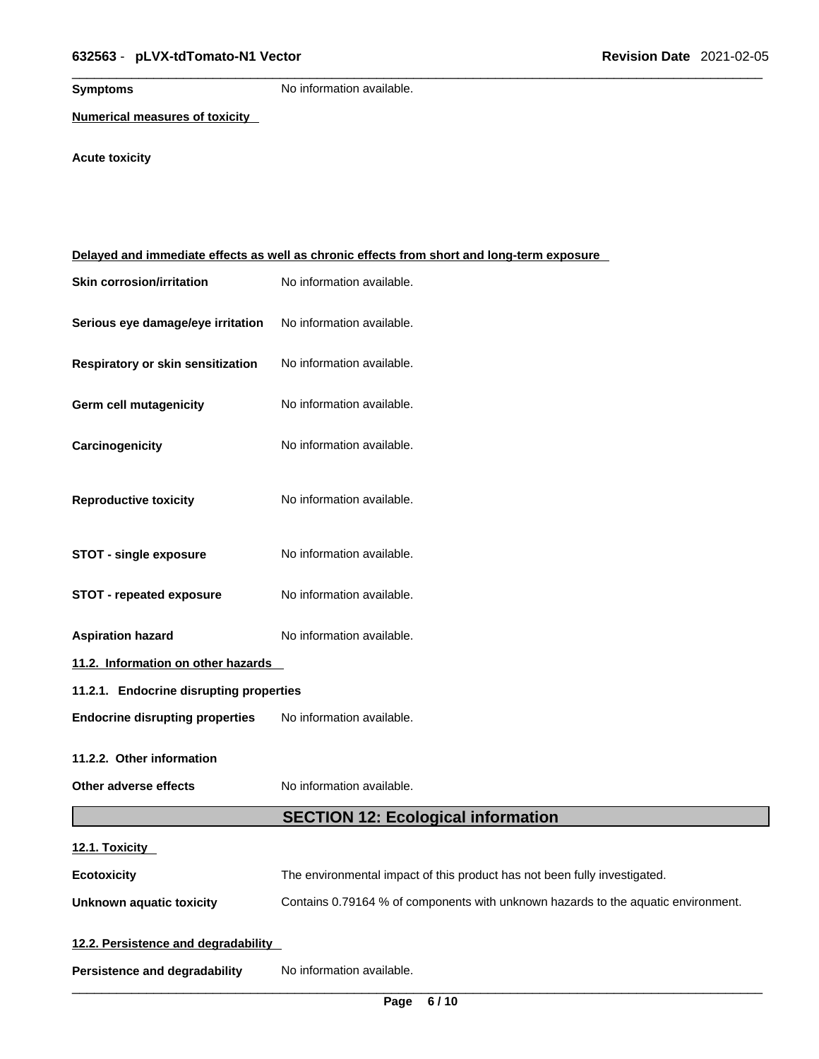**Symptoms** No information available.

**Numerical measures of toxicity**

**Acute toxicity**

**Delayed and immediate effects as well as chronic effects from short and long-term exposure**

**Skin corrosion/irritation** No information available.

**Serious eye damage/eye irritation** No information available.

**Respiratory or skin sensitization** No information available.

**Germ cell mutagenicity** No information available.

**Carcinogenicity** No information available.

**Reproductive toxicity** No information available.

**STOT - single exposure** No information available.

**STOT - repeated exposure** No information available.

**Aspiration hazard** No information available.

**11.2. Information on other hazards**

**11.2.1. Endocrine disrupting properties**

**Endocrine disrupting properties** No information available.

**11.2.2. Other information**

**Other adverse effects** No information available.

## SECTION 12: Ecological information

**12.1. Toxicity**

**Ecotoxicity** The environmental impact of this product has not been fully investigated.

**Unknown aquatic toxicity** Contains 0.79164 % of components with unknown hazards to the aquatic environment.

**12.2. Persistence and degradability**

**Persistence and degradability** No information available.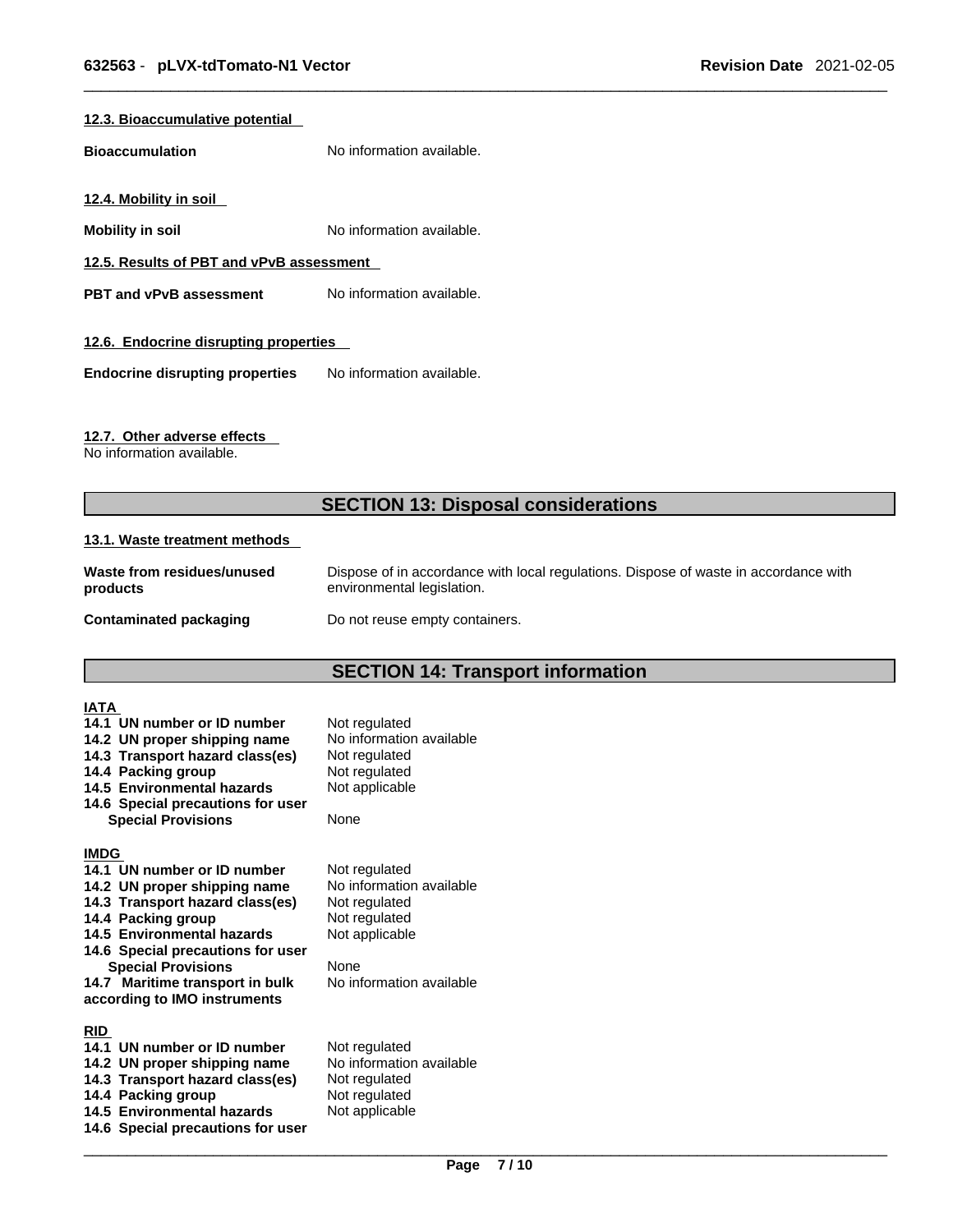### 12.3. Bioaccumulative potential

**Bioaccumulation** No information available.

### 12.4. Mobility in soil

**Mobility in soil** No information available.

### 12.5. Results of PBT and vPvB assessment

**PBT and vPvB assessment** No information available.

### 12.6. Endocrine disrupting properties

**Endocrine disrupting properties** No information available.

### 12.7. Other adverse effects

No information available.

## SECTION 13: Disposal considerations

### 13.1. Waste treatment methods

| | |
|---|---|
| **Waste from residues/unused products** | Dispose of in accordance with local regulations. Dispose of waste in accordance with environmental legislation. |
| **Contaminated packaging** | Do not reuse empty containers. |

## SECTION 14: Transport information

**IATA**

| | |
|---|---|
| **14.1 UN number or ID number** | Not regulated |
| **14.2 UN proper shipping name** | No information available |
| **14.3 Transport hazard class(es)** | Not regulated |
| **14.4 Packing group** | Not regulated |
| **14.5 Environmental hazards** | Not applicable |
| **14.6 Special precautions for user** | |
| **Special Provisions** | None |

**IMDG**

| | |
|---|---|
| **14.1 UN number or ID number** | Not regulated |
| **14.2 UN proper shipping name** | No information available |
| **14.3 Transport hazard class(es)** | Not regulated |
| **14.4 Packing group** | Not regulated |
| **14.5 Environmental hazards** | Not applicable |
| **14.6 Special precautions for user** | |
| **Special Provisions** | None |
| **14.7 Maritime transport in bulk according to IMO instruments** | No information available |

**RID**

| | |
|---|---|
| **14.1 UN number or ID number** | Not regulated |
| **14.2 UN proper shipping name** | No information available |
| **14.3 Transport hazard class(es)** | Not regulated |
| **14.4 Packing group** | Not regulated |
| **14.5 Environmental hazards** | Not applicable |
| **14.6 Special precautions for user** | |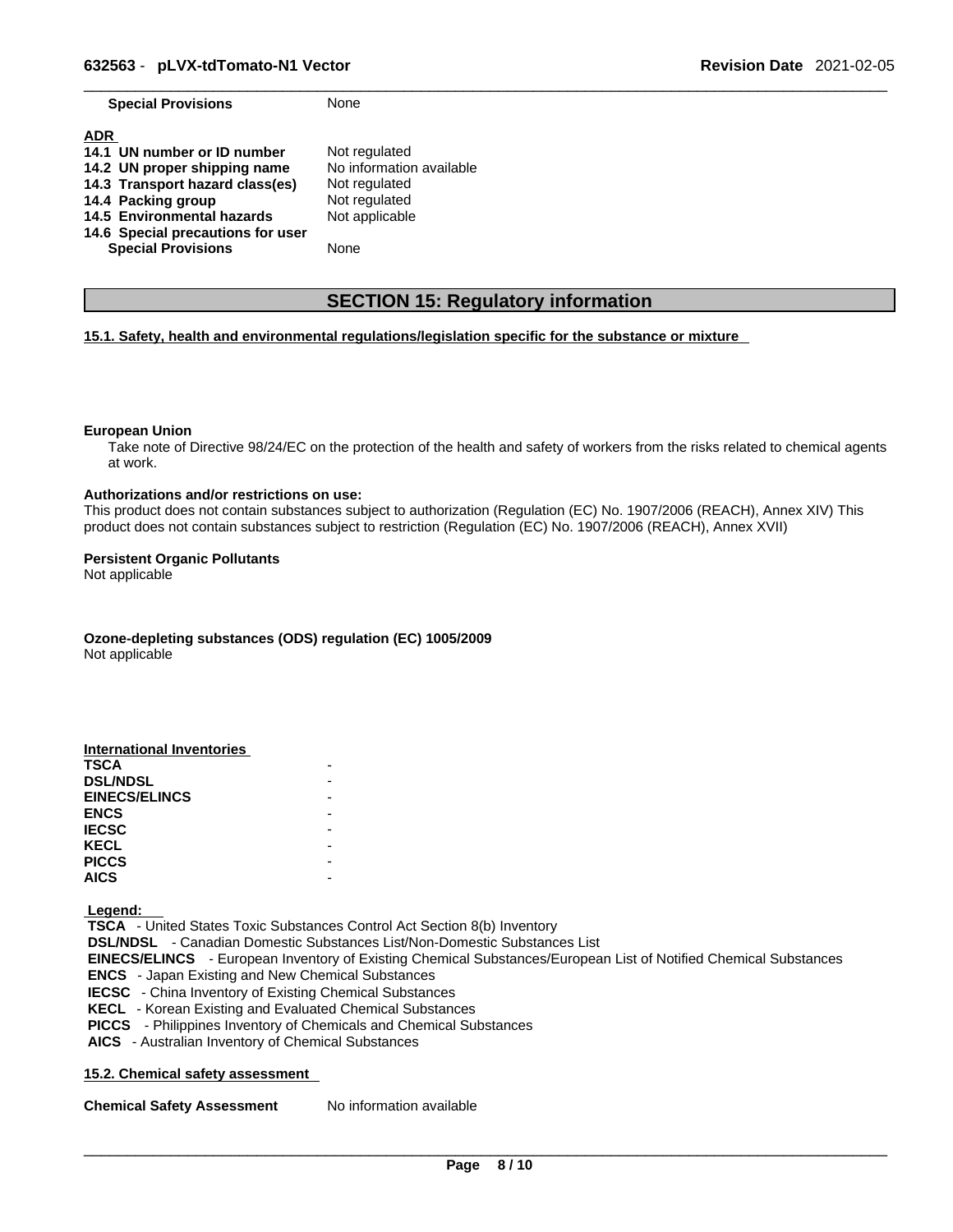| | |
|---|---|
| **Special Provisions** | None |

**ADR**

| | |
|---|---|
| **14.1 UN number or ID number** | Not regulated |
| **14.2 UN proper shipping name** | No information available |
| **14.3 Transport hazard class(es)** | Not regulated |
| **14.4 Packing group** | Not regulated |
| **14.5 Environmental hazards** | Not applicable |
| **14.6 Special precautions for user** | |
| **Special Provisions** | None |

## SECTION 15: Regulatory information

### 15.1. Safety, health and environmental regulations/legislation specific for the substance or mixture

**European Union**

Take note of Directive 98/24/EC on the protection of the health and safety of workers from the risks related to chemical agents at work.

**Authorizations and/or restrictions on use:**

This product does not contain substances subject to authorization (Regulation (EC) No. 1907/2006 (REACH), Annex XIV) This product does not contain substances subject to restriction (Regulation (EC) No. 1907/2006 (REACH), Annex XVII)

**Persistent Organic Pollutants**

Not applicable

**Ozone-depleting substances (ODS) regulation (EC) 1005/2009**

Not applicable

**International Inventories**

| | |
|---|---|
| **TSCA** | - |
| **DSL/NDSL** | - |
| **EINECS/ELINCS** | - |
| **ENCS** | - |
| **IECSC** | - |
| **KECL** | - |
| **PICCS** | - |
| **AICS** | - |

**Legend:**

**TSCA** - United States Toxic Substances Control Act Section 8(b) Inventory
**DSL/NDSL** - Canadian Domestic Substances List/Non-Domestic Substances List
**EINECS/ELINCS** - European Inventory of Existing Chemical Substances/European List of Notified Chemical Substances
**ENCS** - Japan Existing and New Chemical Substances
**IECSC** - China Inventory of Existing Chemical Substances
**KECL** - Korean Existing and Evaluated Chemical Substances
**PICCS** - Philippines Inventory of Chemicals and Chemical Substances
**AICS** - Australian Inventory of Chemical Substances

### 15.2. Chemical safety assessment

**Chemical Safety Assessment** No information available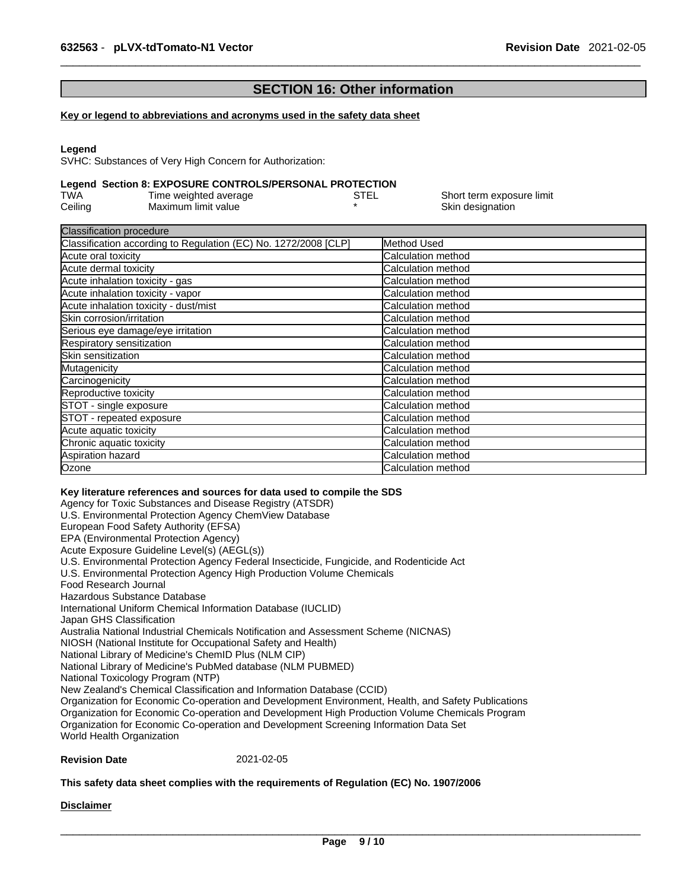## SECTION 16: Other information

**Key or legend to abbreviations and acronyms used in the safety data sheet**

**Legend**

SVHC: Substances of Very High Concern for Authorization:

**Legend Section 8: EXPOSURE CONTROLS/PERSONAL PROTECTION**

| | | | |
|---|---|---|---|
| TWA | Time weighted average | STEL | Short term exposure limit |
| Ceiling | Maximum limit value | * | Skin designation |

| Classification procedure | |
|---|---|
| Classification according to Regulation (EC) No. 1272/2008 [CLP] | Method Used |
| Acute oral toxicity | Calculation method |
| Acute dermal toxicity | Calculation method |
| Acute inhalation toxicity - gas | Calculation method |
| Acute inhalation toxicity - vapor | Calculation method |
| Acute inhalation toxicity - dust/mist | Calculation method |
| Skin corrosion/irritation | Calculation method |
| Serious eye damage/eye irritation | Calculation method |
| Respiratory sensitization | Calculation method |
| Skin sensitization | Calculation method |
| Mutagenicity | Calculation method |
| Carcinogenicity | Calculation method |
| Reproductive toxicity | Calculation method |
| STOT - single exposure | Calculation method |
| STOT - repeated exposure | Calculation method |
| Acute aquatic toxicity | Calculation method |
| Chronic aquatic toxicity | Calculation method |
| Aspiration hazard | Calculation method |
| Ozone | Calculation method |

**Key literature references and sources for data used to compile the SDS**

Agency for Toxic Substances and Disease Registry (ATSDR)
U.S. Environmental Protection Agency ChemView Database
European Food Safety Authority (EFSA)
EPA (Environmental Protection Agency)
Acute Exposure Guideline Level(s) (AEGL(s))
U.S. Environmental Protection Agency Federal Insecticide, Fungicide, and Rodenticide Act
U.S. Environmental Protection Agency High Production Volume Chemicals
Food Research Journal
Hazardous Substance Database
International Uniform Chemical Information Database (IUCLID)
Japan GHS Classification
Australia National Industrial Chemicals Notification and Assessment Scheme (NICNAS)
NIOSH (National Institute for Occupational Safety and Health)
National Library of Medicine's ChemID Plus (NLM CIP)
National Library of Medicine's PubMed database (NLM PUBMED)
National Toxicology Program (NTP)
New Zealand's Chemical Classification and Information Database (CCID)
Organization for Economic Co-operation and Development Environment, Health, and Safety Publications
Organization for Economic Co-operation and Development High Production Volume Chemicals Program
Organization for Economic Co-operation and Development Screening Information Data Set
World Health Organization

**Revision Date** 2021-02-05

**This safety data sheet complies with the requirements of Regulation (EC) No. 1907/2006**

**Disclaimer**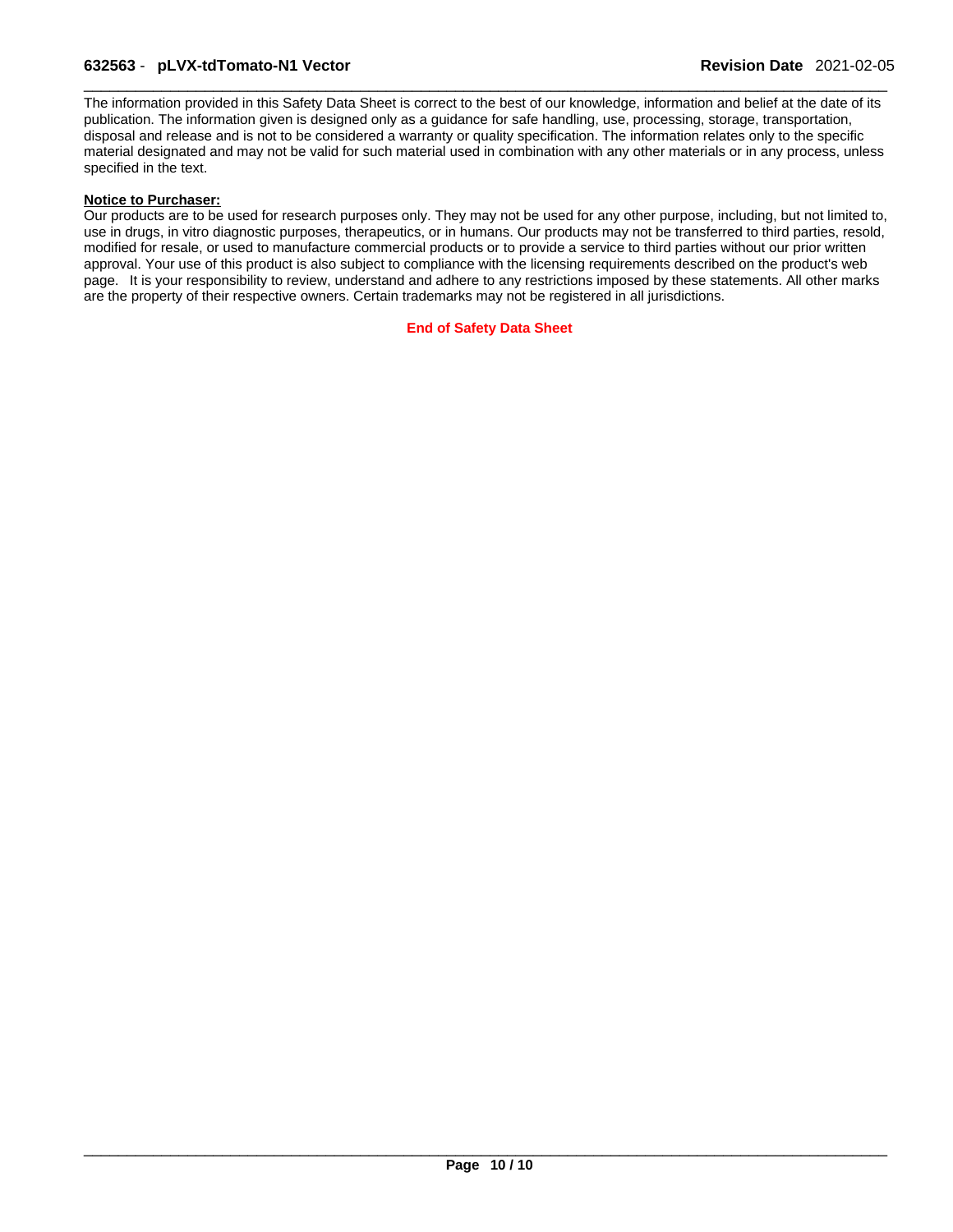The information provided in this Safety Data Sheet is correct to the best of our knowledge, information and belief at the date of its publication. The information given is designed only as a guidance for safe handling, use, processing, storage, transportation, disposal and release and is not to be considered a warranty or quality specification. The information relates only to the specific material designated and may not be valid for such material used in combination with any other materials or in any process, unless specified in the text.

**Notice to Purchaser:**

Our products are to be used for research purposes only. They may not be used for any other purpose, including, but not limited to, use in drugs, in vitro diagnostic purposes, therapeutics, or in humans. Our products may not be transferred to third parties, resold, modified for resale, or used to manufacture commercial products or to provide a service to third parties without our prior written approval. Your use of this product is also subject to compliance with the licensing requirements described on the product's web page. It is your responsibility to review, understand and adhere to any restrictions imposed by these statements. All other marks are the property of their respective owners. Certain trademarks may not be registered in all jurisdictions.

**End of Safety Data Sheet**